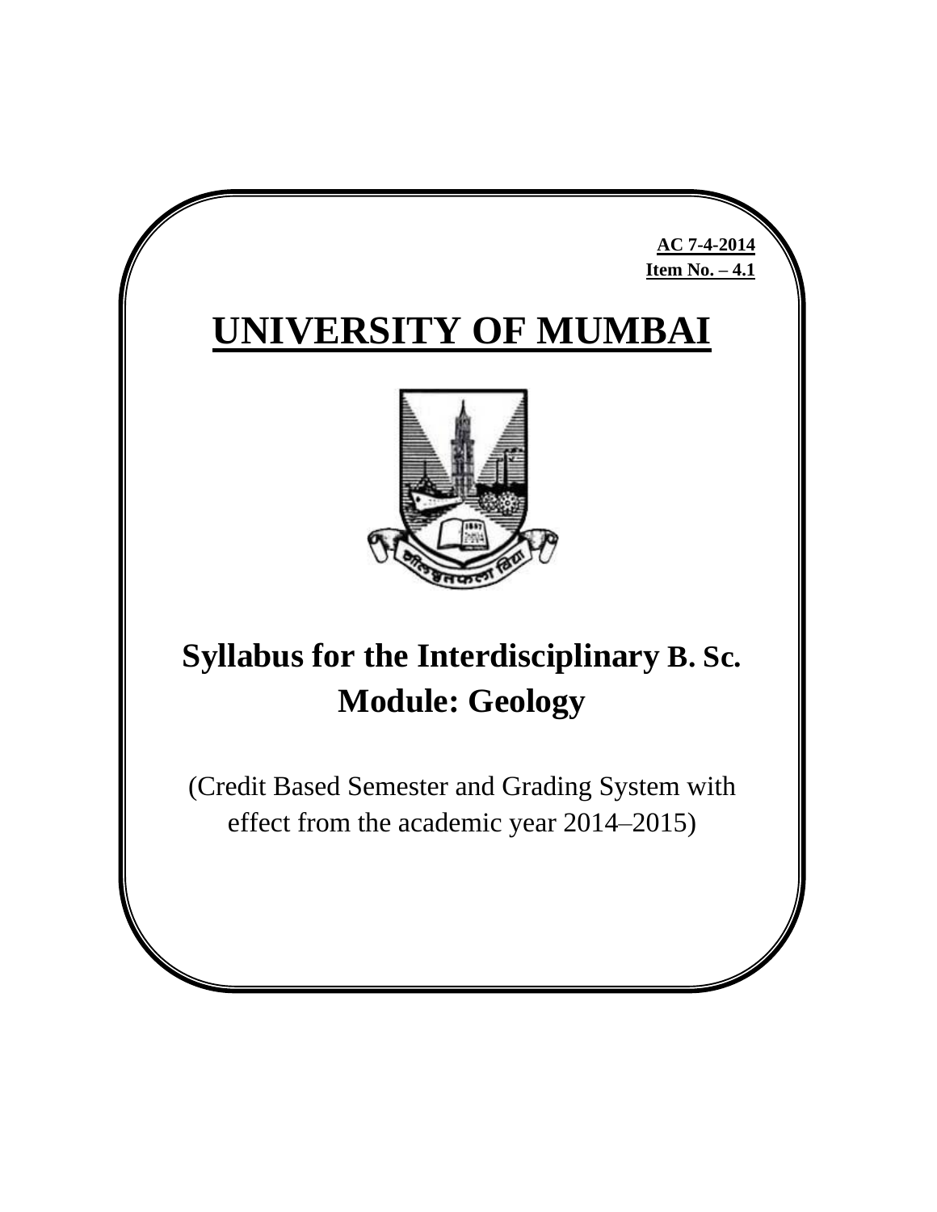**AC 7-4-2014**
**Item No. – 4.1**

# UNIVERSITY OF MUMBAI

## Syllabus for the Interdisciplinary B. Sc.
## Module: Geology

(Credit Based Semester and Grading System with effect from the academic year 2014–2015)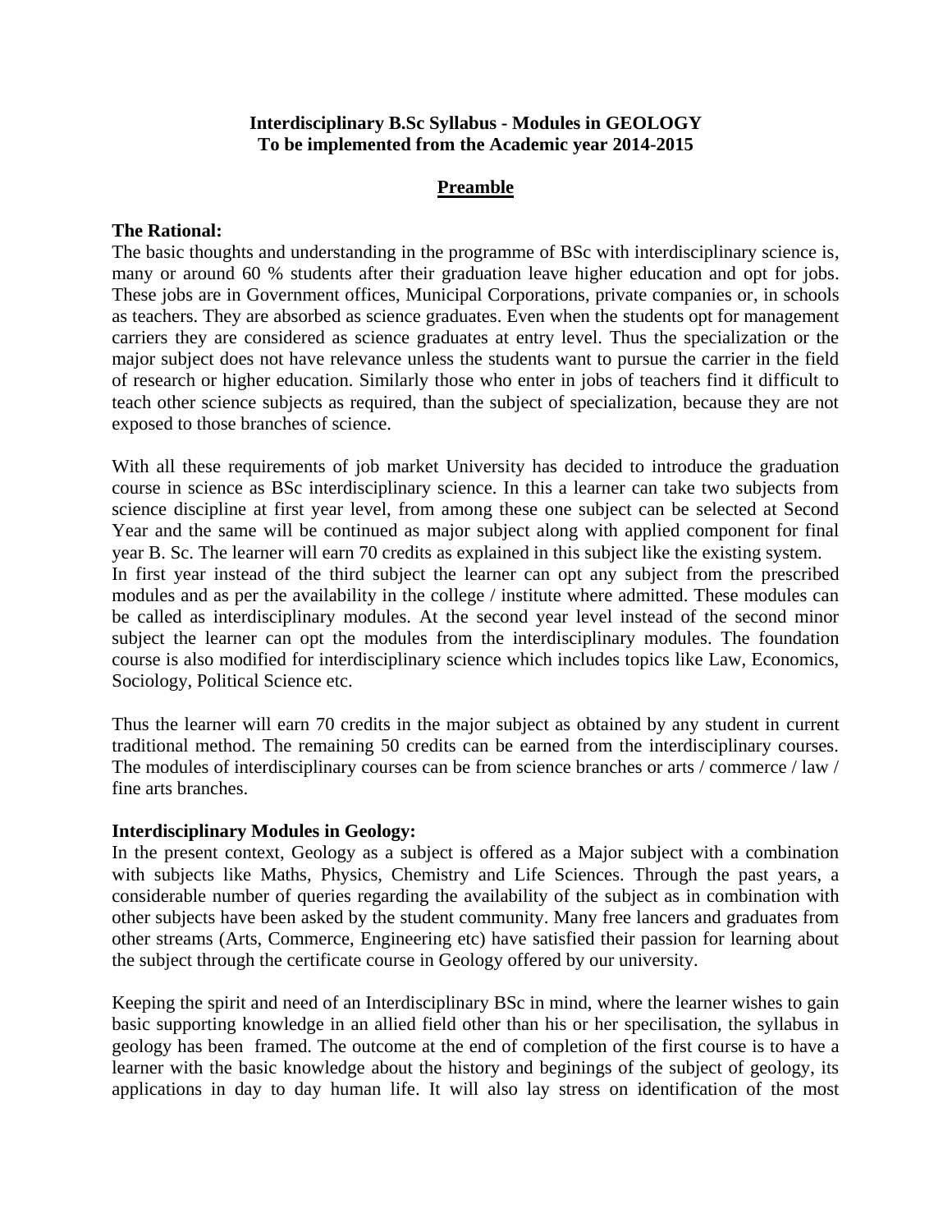**Interdisciplinary B.Sc Syllabus - Modules in GEOLOGY**
**To be implemented from the Academic year 2014-2015**

## Preamble

**The Rational:**

The basic thoughts and understanding in the programme of BSc with interdisciplinary science is, many or around 60 % students after their graduation leave higher education and opt for jobs. These jobs are in Government offices, Municipal Corporations, private companies or, in schools as teachers. They are absorbed as science graduates. Even when the students opt for management carriers they are considered as science graduates at entry level. Thus the specialization or the major subject does not have relevance unless the students want to pursue the carrier in the field of research or higher education. Similarly those who enter in jobs of teachers find it difficult to teach other science subjects as required, than the subject of specialization, because they are not exposed to those branches of science.

With all these requirements of job market University has decided to introduce the graduation course in science as BSc interdisciplinary science. In this a learner can take two subjects from science discipline at first year level, from among these one subject can be selected at Second Year and the same will be continued as major subject along with applied component for final year B. Sc. The learner will earn 70 credits as explained in this subject like the existing system.
In first year instead of the third subject the learner can opt any subject from the prescribed modules and as per the availability in the college / institute where admitted. These modules can be called as interdisciplinary modules. At the second year level instead of the second minor subject the learner can opt the modules from the interdisciplinary modules. The foundation course is also modified for interdisciplinary science which includes topics like Law, Economics, Sociology, Political Science etc.

Thus the learner will earn 70 credits in the major subject as obtained by any student in current traditional method. The remaining 50 credits can be earned from the interdisciplinary courses. The modules of interdisciplinary courses can be from science branches or arts / commerce / law / fine arts branches.

**Interdisciplinary Modules in Geology:**

In the present context, Geology as a subject is offered as a Major subject with a combination with subjects like Maths, Physics, Chemistry and Life Sciences. Through the past years, a considerable number of queries regarding the availability of the subject as in combination with other subjects have been asked by the student community. Many free lancers and graduates from other streams (Arts, Commerce, Engineering etc) have satisfied their passion for learning about the subject through the certificate course in Geology offered by our university.

Keeping the spirit and need of an Interdisciplinary BSc in mind, where the learner wishes to gain basic supporting knowledge in an allied field other than his or her specilisation, the syllabus in geology has been framed. The outcome at the end of completion of the first course is to have a learner with the basic knowledge about the history and beginings of the subject of geology, its applications in day to day human life. It will also lay stress on identification of the most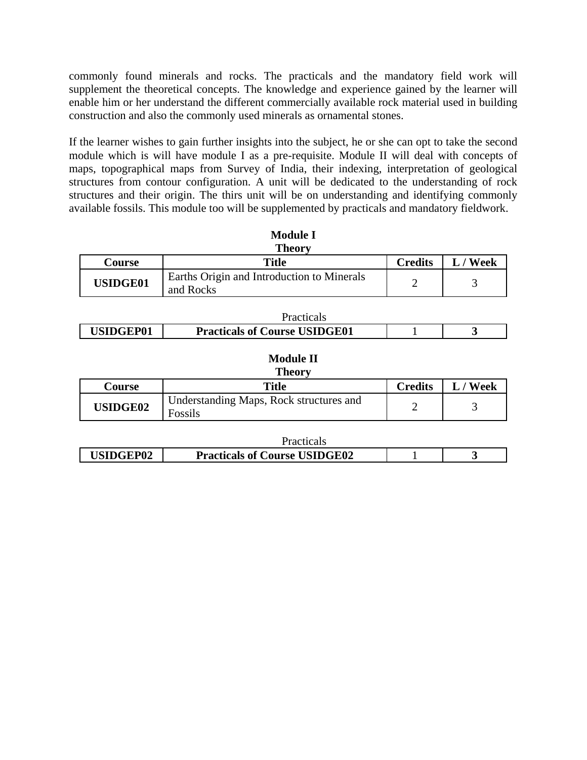commonly found minerals and rocks. The practicals and the mandatory field work will supplement the theoretical concepts. The knowledge and experience gained by the learner will enable him or her understand the different commercially available rock material used in building construction and also the commonly used minerals as ornamental stones.

If the learner wishes to gain further insights into the subject, he or she can opt to take the second module which is will have module I as a pre-requisite. Module II will deal with concepts of maps, topographical maps from Survey of India, their indexing, interpretation of geological structures from contour configuration. A unit will be dedicated to the understanding of rock structures and their origin. The thirs unit will be on understanding and identifying commonly available fossils. This module too will be supplemented by practicals and mandatory fieldwork.

**Module I**

**Theory**

| Course | Title | Credits | L / Week |
|---|---|---|---|
| **USIDGE01** | Earths Origin and Introduction to Minerals and Rocks | 2 | 3 |

Practicals

| | | | |
|---|---|---|---|
| **USIDGEP01** | **Practicals of Course USIDGE01** | 1 | **3** |

**Module II**

**Theory**

| Course | Title | Credits | L / Week |
|---|---|---|---|
| **USIDGE02** | Understanding Maps, Rock structures and Fossils | 2 | 3 |

Practicals

| | | | |
|---|---|---|---|
| **USIDGEP02** | **Practicals of Course USIDGE02** | 1 | **3** |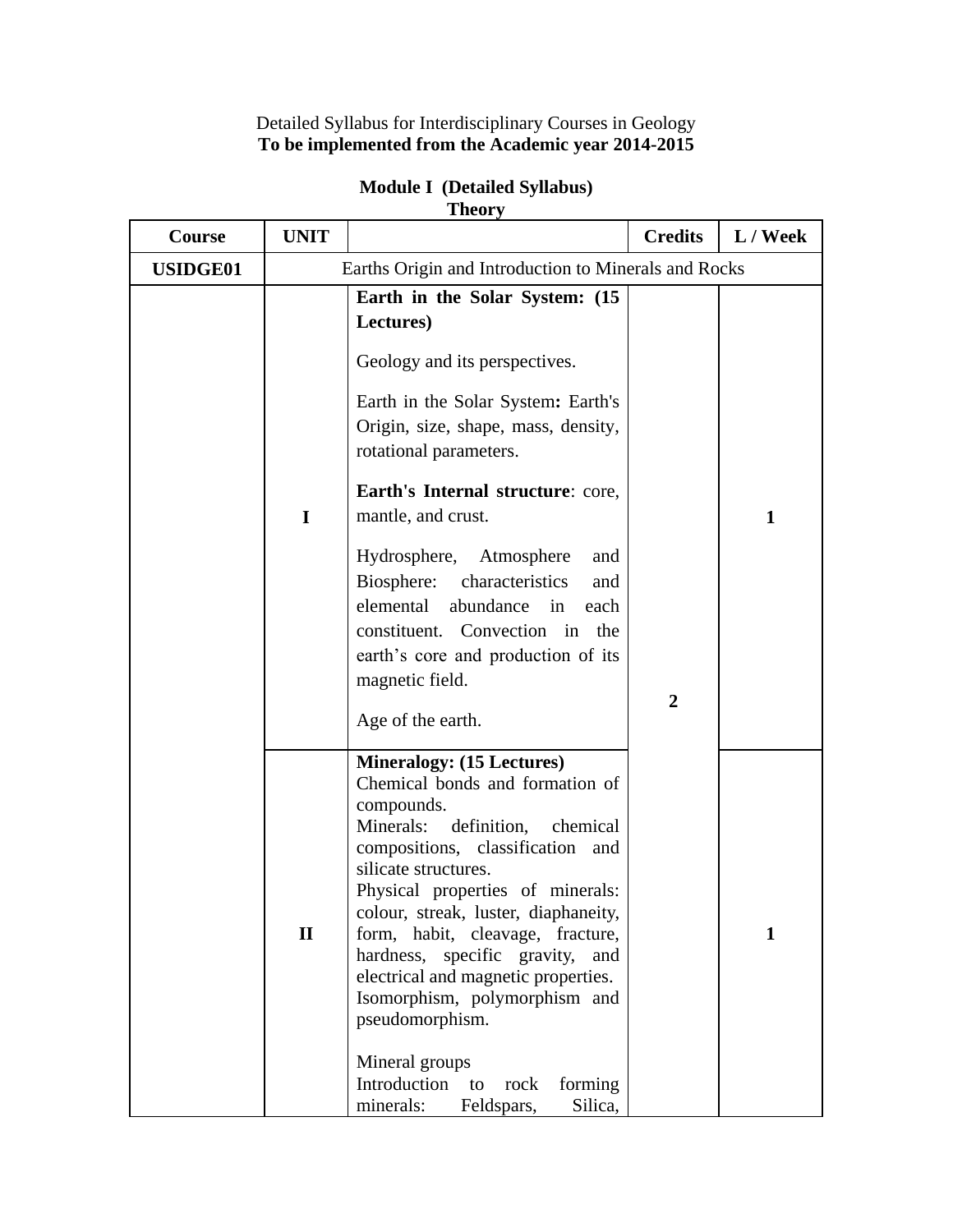Detailed Syllabus for Interdisciplinary Courses in Geology

**To be implemented from the Academic year 2014-2015**

**Module I (Detailed Syllabus)**

**Theory**

| Course | UNIT | | Credits | L / Week |
|---|---|---|---|---|
| **USIDGE01** | Earths Origin and Introduction to Minerals and Rocks | | | |
| | **I** | **Earth in the Solar System: (15 Lectures)**<br><br>Geology and its perspectives.<br><br>Earth in the Solar System**:** Earth's Origin, size, shape, mass, density, rotational parameters.<br><br>**Earth's Internal structure**: core, mantle, and crust.<br><br>Hydrosphere, Atmosphere and Biosphere: characteristics and elemental abundance in each constituent. Convection in the earth's core and production of its magnetic field.<br><br>Age of the earth. | **2** | **1** |
| | **II** | **Mineralogy: (15 Lectures)**<br>Chemical bonds and formation of compounds.<br>Minerals: definition, chemical compositions, classification and silicate structures.<br>Physical properties of minerals: colour, streak, luster, diaphaneity, form, habit, cleavage, fracture, hardness, specific gravity, and electrical and magnetic properties.<br>Isomorphism, polymorphism and pseudomorphism.<br><br>Mineral groups<br>Introduction to rock forming minerals: Feldspars, Silica, | | **1** |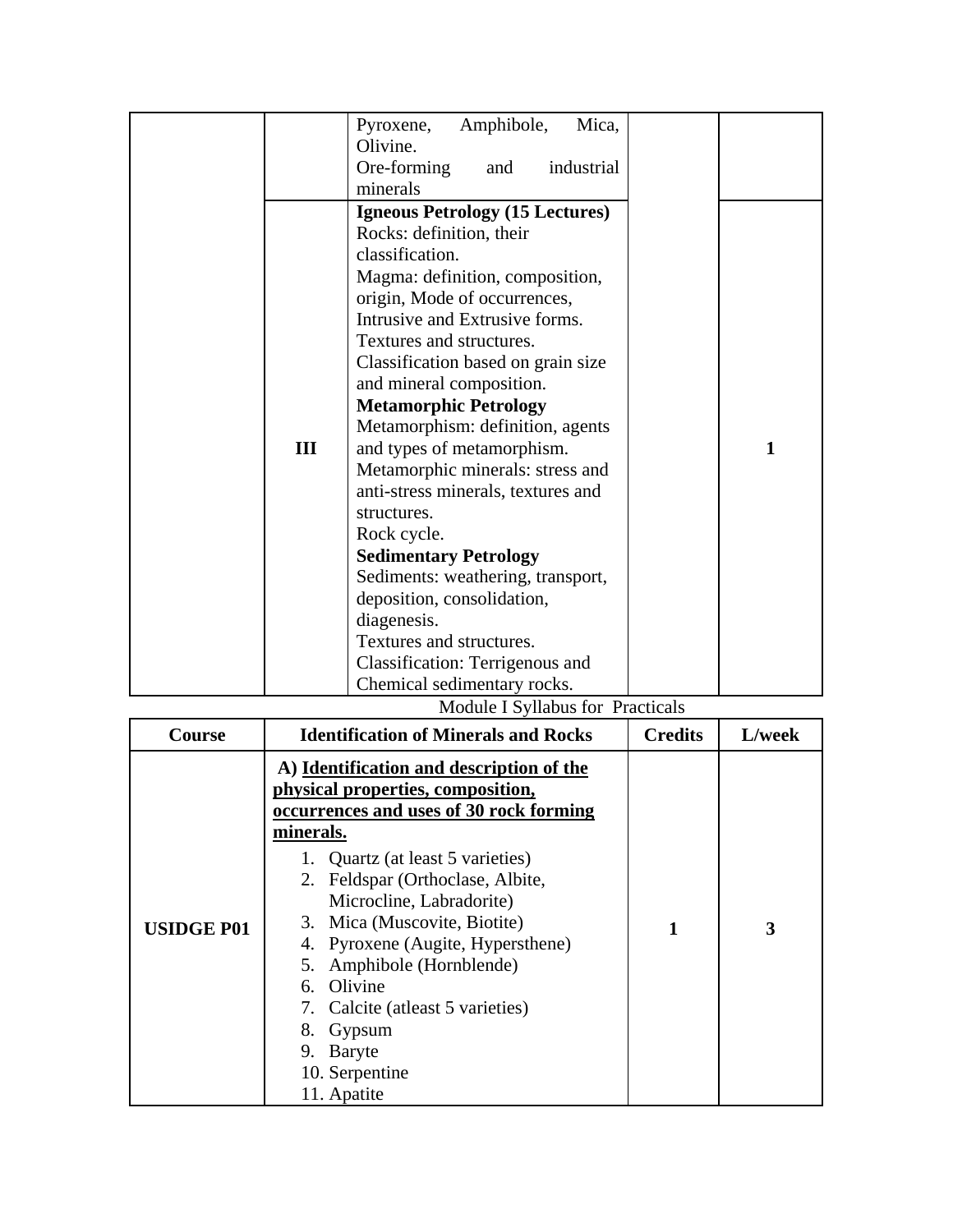| | | | | |
|---|---|---|---|---|
| | | Pyroxene, Amphibole, Mica, Olivine.<br>Ore-forming and industrial minerals | | |
| | III | **Igneous Petrology (15 Lectures)**<br>Rocks: definition, their classification.<br>Magma: definition, composition, origin, Mode of occurrences, Intrusive and Extrusive forms.<br>Textures and structures.<br>Classification based on grain size and mineral composition.<br>**Metamorphic Petrology**<br>Metamorphism: definition, agents and types of metamorphism.<br>Metamorphic minerals: stress and anti-stress minerals, textures and structures.<br>Rock cycle.<br>**Sedimentary Petrology**<br>Sediments: weathering, transport, deposition, consolidation, diagenesis.<br>Textures and structures.<br>Classification: Terrigenous and Chemical sedimentary rocks. | | 1 |

Module I Syllabus for Practicals

| Course | Identification of Minerals and Rocks | Credits | L/week |
|---|---|---|---|
| **USIDGE P01** | **A) <u>Identification and description of the physical properties, composition, occurrences and uses of 30 rock forming minerals.</u>**<br>1. Quartz (at least 5 varieties)<br>2. Feldspar (Orthoclase, Albite, Microcline, Labradorite)<br>3. Mica (Muscovite, Biotite)<br>4. Pyroxene (Augite, Hypersthene)<br>5. Amphibole (Hornblende)<br>6. Olivine<br>7. Calcite (atleast 5 varieties)<br>8. Gypsum<br>9. Baryte<br>10. Serpentine<br>11. Apatite | 1 | 3 |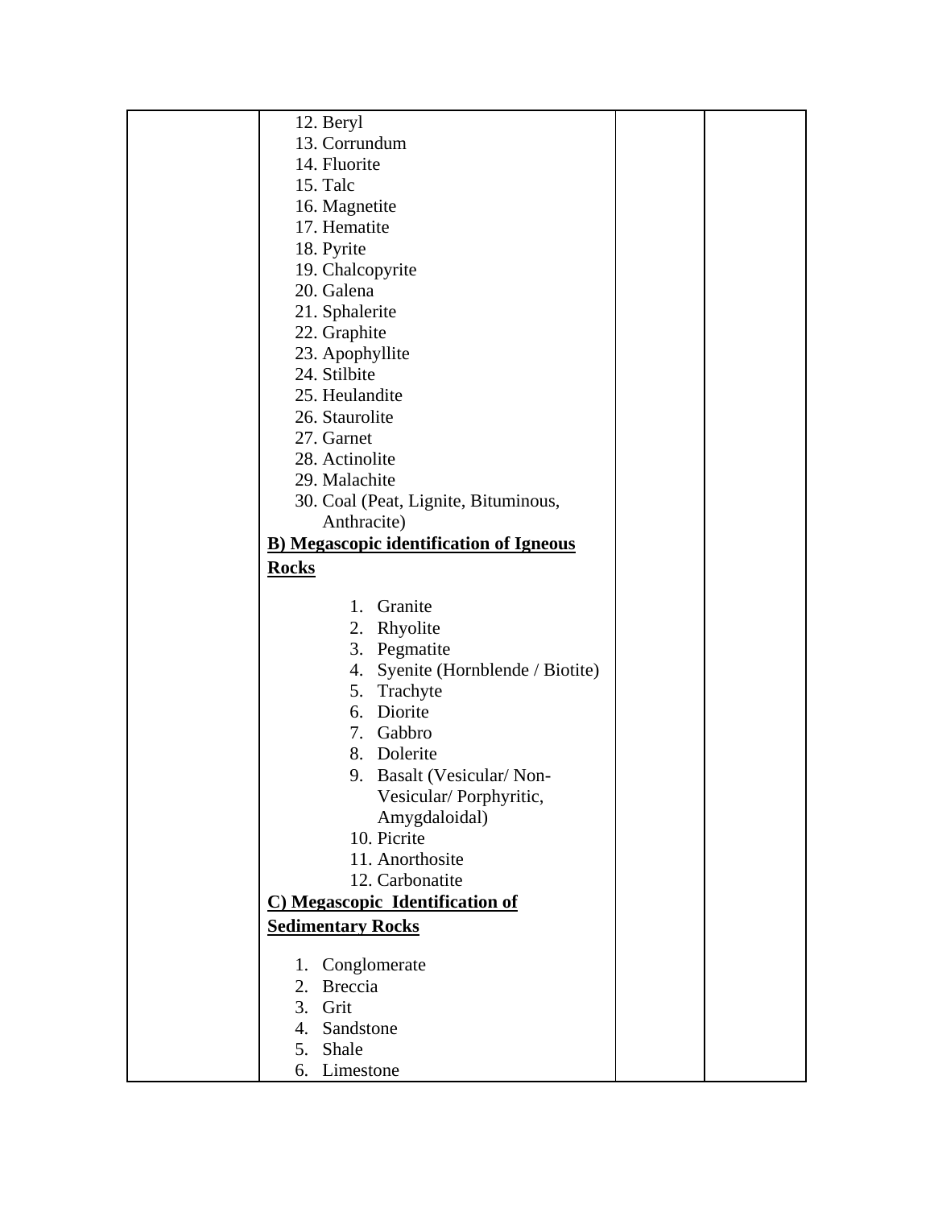| | 12. Beryl<br>13. Corrundum<br>14. Fluorite<br>15. Talc<br>16. Magnetite<br>17. Hematite<br>18. Pyrite<br>19. Chalcopyrite<br>20. Galena<br>21. Sphalerite<br>22. Graphite<br>23. Apophyllite<br>24. Stilbite<br>25. Heulandite<br>26. Staurolite<br>27. Garnet<br>28. Actinolite<br>29. Malachite<br>30. Coal (Peat, Lignite, Bituminous, Anthracite)<br>**B) Megascopic identification of Igneous Rocks**<br>1. Granite<br>2. Rhyolite<br>3. Pegmatite<br>4. Syenite (Hornblende / Biotite)<br>5. Trachyte<br>6. Diorite<br>7. Gabbro<br>8. Dolerite<br>9. Basalt (Vesicular/ Non-Vesicular/ Porphyritic, Amygdaloidal)<br>10. Picrite<br>11. Anorthosite<br>12. Carbonatite<br>**C) Megascopic Identification of Sedimentary Rocks**<br>1. Conglomerate<br>2. Breccia<br>3. Grit<br>4. Sandstone<br>5. Shale<br>6. Limestone | | |
|---|---|---|---|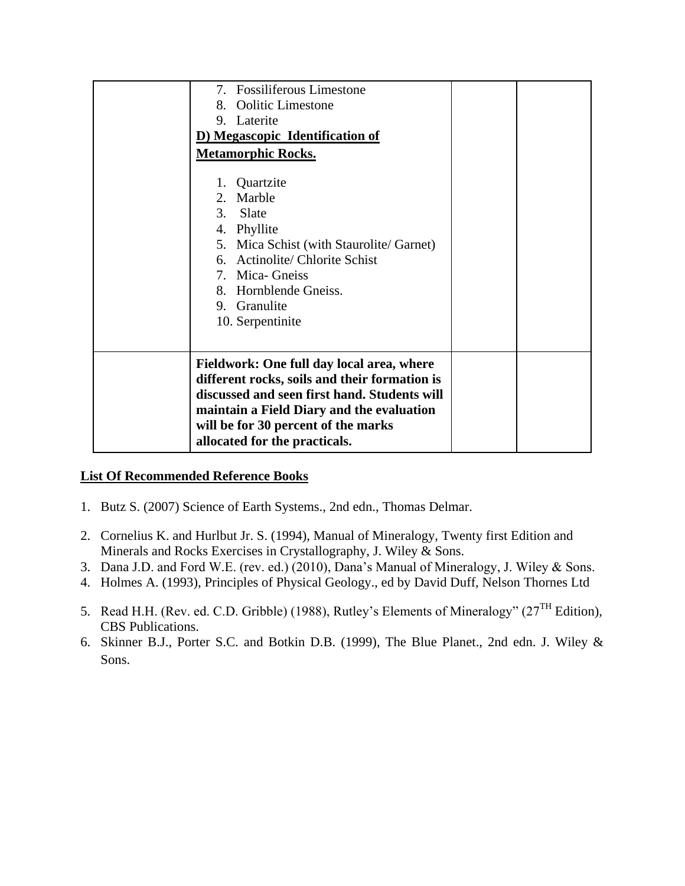|  | 7. Fossiliferous Limestone<br>8. Oolitic Limestone<br>9. Laterite<br>**D) Megascopic Identification of Metamorphic Rocks.**<br>1. Quartzite<br>2. Marble<br>3. Slate<br>4. Phyllite<br>5. Mica Schist (with Staurolite/ Garnet)<br>6. Actinolite/ Chlorite Schist<br>7. Mica- Gneiss<br>8. Hornblende Gneiss.<br>9. Granulite<br>10. Serpentinite |  |  |
| --- | --- | --- | --- |
|  | **Fieldwork: One full day local area, where different rocks, soils and their formation is discussed and seen first hand. Students will maintain a Field Diary and the evaluation will be for 30 percent of the marks allocated for the practicals.** |  |  |

**List Of Recommended Reference Books**

1. Butz S. (2007) Science of Earth Systems., 2nd edn., Thomas Delmar.
2. Cornelius K. and Hurlbut Jr. S. (1994), Manual of Mineralogy, Twenty first Edition and Minerals and Rocks Exercises in Crystallography, J. Wiley & Sons.
3. Dana J.D. and Ford W.E. (rev. ed.) (2010), Dana's Manual of Mineralogy, J. Wiley & Sons.
4. Holmes A. (1993), Principles of Physical Geology., ed by David Duff, Nelson Thornes Ltd
5. Read H.H. (Rev. ed. C.D. Gribble) (1988), Rutley's Elements of Mineralogy" ($27^{TH}$ Edition), CBS Publications.
6. Skinner B.J., Porter S.C. and Botkin D.B. (1999), The Blue Planet., 2nd edn. J. Wiley & Sons.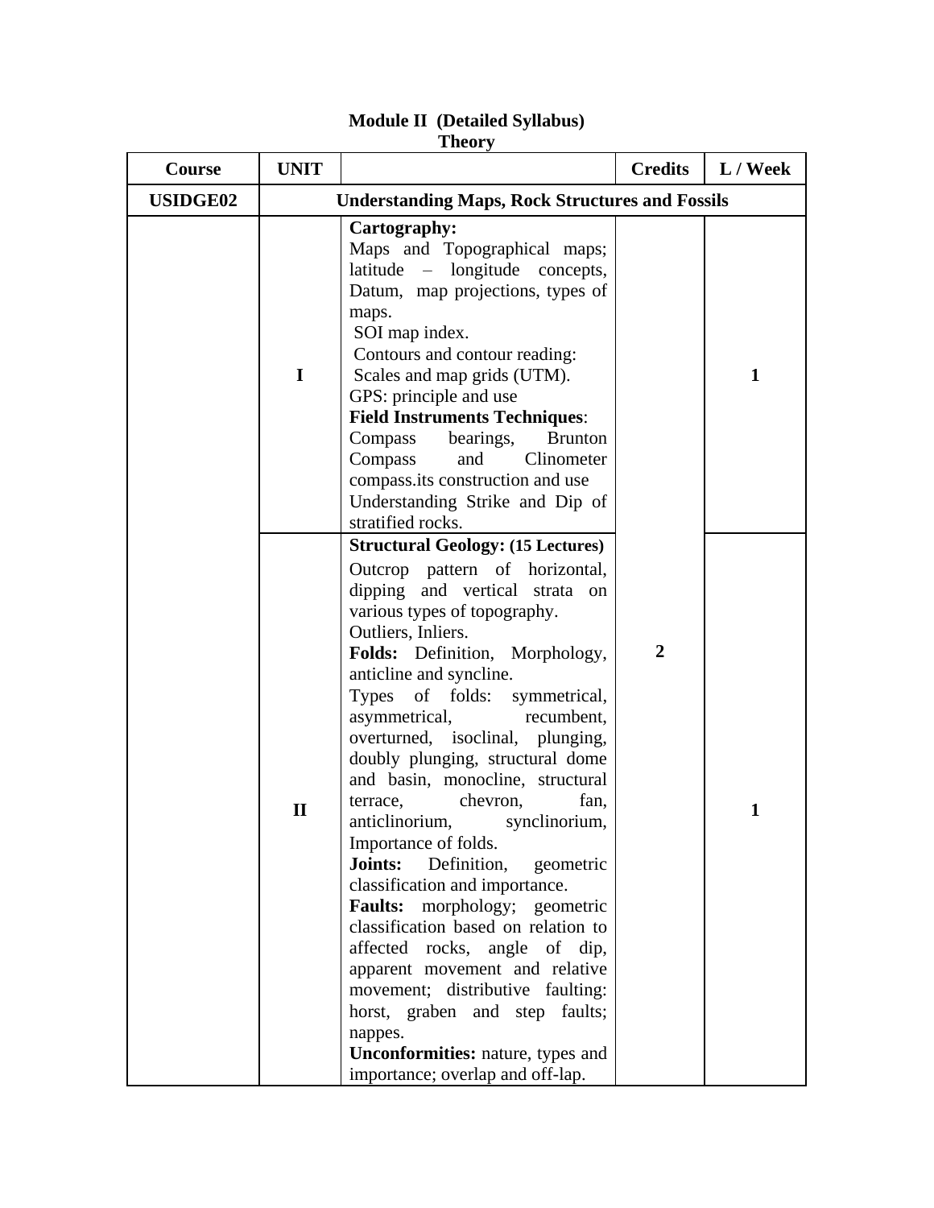**Module II (Detailed Syllabus)**
**Theory**

| Course | UNIT | | Credits | L / Week |
|---|---|---|---|---|
| **USIDGE02** | **Understanding Maps, Rock Structures and Fossils** | | | |
| | I | **Cartography:**<br>Maps and Topographical maps; latitude – longitude concepts, Datum, map projections, types of maps.<br>SOI map index.<br>Contours and contour reading:<br>Scales and map grids (UTM).<br>GPS: principle and use<br>**Field Instruments Techniques**:<br>Compass bearings, Brunton Compass and Clinometer compass.its construction and use<br>Understanding Strike and Dip of stratified rocks. | 2 | 1 |
| | II | **Structural Geology: (15 Lectures)**<br>Outcrop pattern of horizontal, dipping and vertical strata on various types of topography.<br>Outliers, Inliers.<br>**Folds:** Definition, Morphology, anticline and syncline.<br>Types of folds: symmetrical, asymmetrical, recumbent, overturned, isoclinal, plunging, doubly plunging, structural dome and basin, monocline, structural terrace, chevron, fan, anticlinorium, synclinorium, Importance of folds.<br>**Joints:** Definition, geometric classification and importance.<br>**Faults:** morphology; geometric classification based on relation to affected rocks, angle of dip, apparent movement and relative movement; distributive faulting: horst, graben and step faults; nappes.<br>**Unconformities:** nature, types and importance; overlap and off-lap. | | 1 |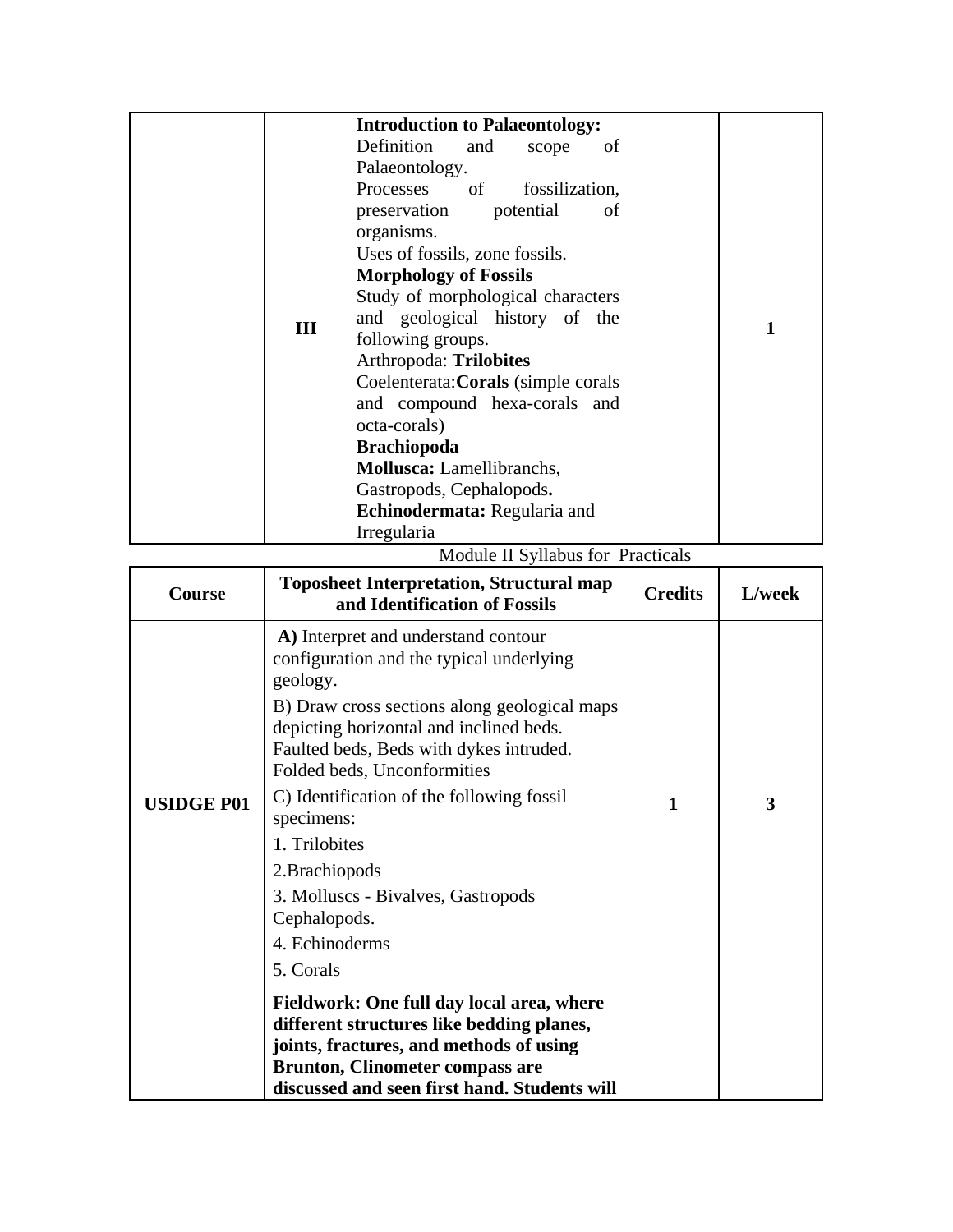|  | III | **Introduction to Palaeontology:**<br>Definition and scope of Palaeontology.<br>Processes of fossilization, preservation potential of organisms.<br>Uses of fossils, zone fossils.<br>**Morphology of Fossils**<br>Study of morphological characters and geological history of the following groups.<br>Arthropoda: **Trilobites**<br>Coelenterata:**Corals** (simple corals and compound hexa-corals and octa-corals)<br>**Brachiopoda**<br>**Mollusca:** Lamellibranchs, Gastropods, Cephalopods**.**<br>**Echinodermata:** Regularia and Irregularia |  | 1 |
|---|---|---|---|---|

Module II Syllabus for Practicals

| Course | Toposheet Interpretation, Structural map and Identification of Fossils | Credits | L/week |
|---|---|---|---|
| USIDGE P01 | **A)** Interpret and understand contour configuration and the typical underlying geology.<br>B) Draw cross sections along geological maps depicting horizontal and inclined beds. Faulted beds, Beds with dykes intruded. Folded beds, Unconformities<br>C) Identification of the following fossil specimens:<br>1. Trilobites<br>2.Brachiopods<br>3. Molluscs - Bivalves, Gastropods Cephalopods.<br>4. Echinoderms<br>5. Corals | 1 | 3 |
|  | **Fieldwork: One full day local area, where different structures like bedding planes, joints, fractures, and methods of using Brunton, Clinometer compass are discussed and seen first hand. Students will** |  |  |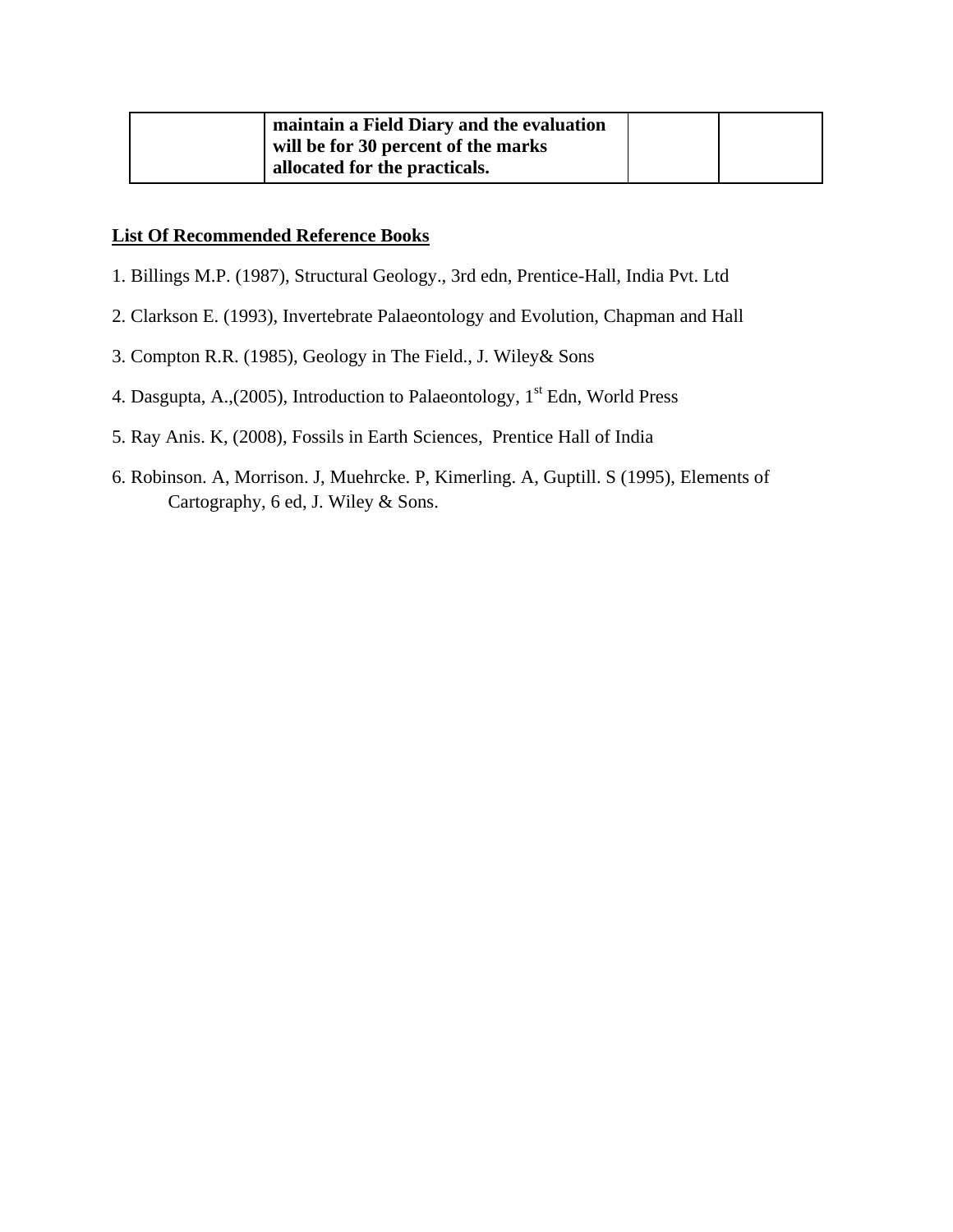| | | | |
|---|---|---|---|
| | **maintain a Field Diary and the evaluation will be for 30 percent of the marks allocated for the practicals.** | | |

**List Of Recommended Reference Books**

1. Billings M.P. (1987), Structural Geology., 3rd edn, Prentice-Hall, India Pvt. Ltd

2. Clarkson E. (1993), Invertebrate Palaeontology and Evolution, Chapman and Hall

3. Compton R.R. (1985), Geology in The Field., J. Wiley& Sons

4. Dasgupta, A.,(2005), Introduction to Palaeontology, 1st Edn, World Press

5. Ray Anis. K, (2008), Fossils in Earth Sciences, Prentice Hall of India

6. Robinson. A, Morrison. J, Muehrcke. P, Kimerling. A, Guptill. S (1995), Elements of Cartography, 6 ed, J. Wiley & Sons.